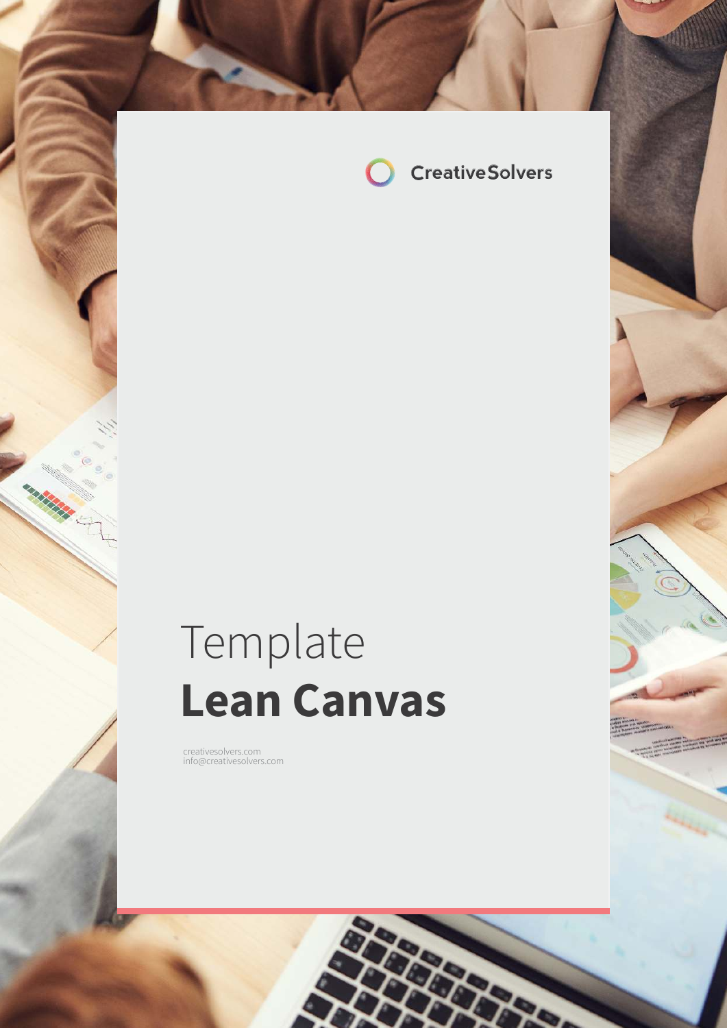CreativeSolvers

# Template **Lean Canvas**

creativesolvers.com
info@creativesolvers.com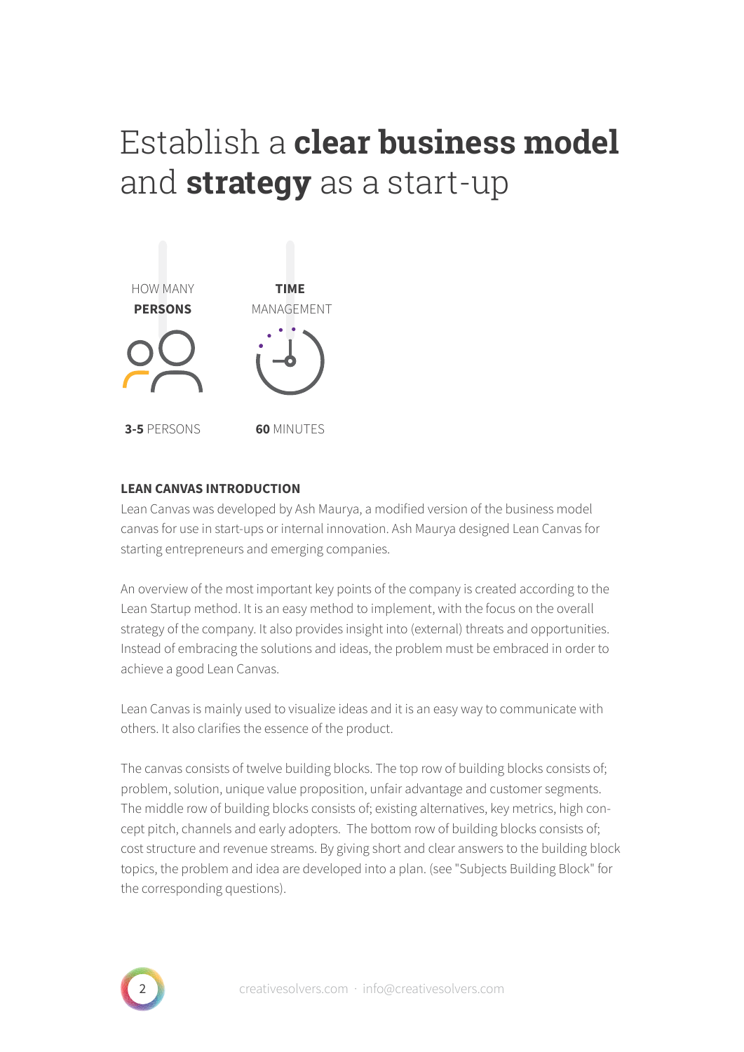# Establish a **clear business model** and **strategy** as a start-up

HOW MANY **PERSONS**

**TIME** MANAGEMENT

**3-5** PERSONS

**60** MINUTES

**LEAN CANVAS INTRODUCTION**

Lean Canvas was developed by Ash Maurya, a modified version of the business model canvas for use in start-ups or internal innovation. Ash Maurya designed Lean Canvas for starting entrepreneurs and emerging companies.

An overview of the most important key points of the company is created according to the Lean Startup method. It is an easy method to implement, with the focus on the overall strategy of the company. It also provides insight into (external) threats and opportunities. Instead of embracing the solutions and ideas, the problem must be embraced in order to achieve a good Lean Canvas.

Lean Canvas is mainly used to visualize ideas and it is an easy way to communicate with others. It also clarifies the essence of the product.

The canvas consists of twelve building blocks. The top row of building blocks consists of; problem, solution, unique value proposition, unfair advantage and customer segments. The middle row of building blocks consists of; existing alternatives, key metrics, high concept pitch, channels and early adopters. The bottom row of building blocks consists of; cost structure and revenue streams. By giving short and clear answers to the building block topics, the problem and idea are developed into a plan. (see "Subjects Building Block" for the corresponding questions).

creativesolvers.com · info@creativesolvers.com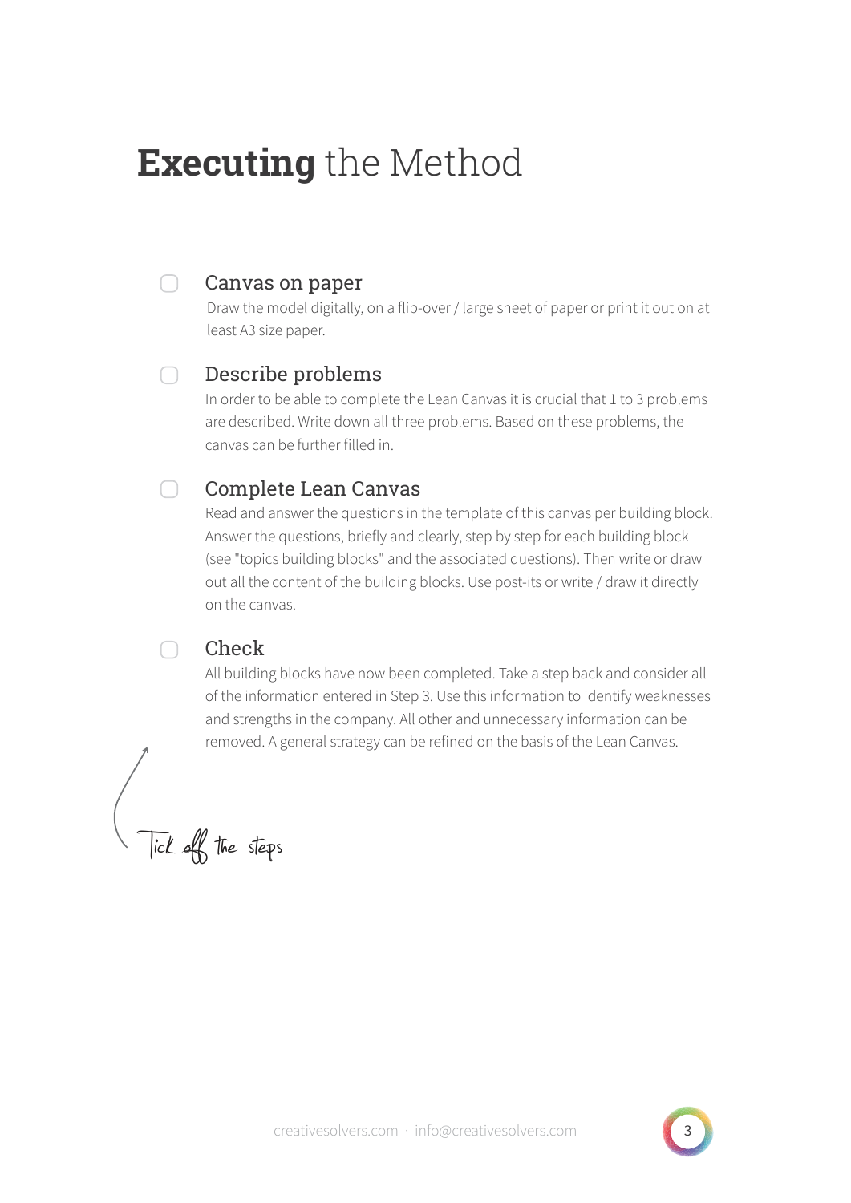# **Executing** the Method

- [ ] **Canvas on paper**
  Draw the model digitally, on a flip-over / large sheet of paper or print it out on at least A3 size paper.

- [ ] **Describe problems**
  In order to be able to complete the Lean Canvas it is crucial that 1 to 3 problems are described. Write down all three problems. Based on these problems, the canvas can be further filled in.

- [ ] **Complete Lean Canvas**
  Read and answer the questions in the template of this canvas per building block. Answer the questions, briefly and clearly, step by step for each building block (see "topics building blocks" and the associated questions). Then write or draw out all the content of the building blocks. Use post-its or write / draw it directly on the canvas.

- [ ] **Check**
  All building blocks have now been completed. Take a step back and consider all of the information entered in Step 3. Use this information to identify weaknesses and strengths in the company. All other and unnecessary information can be removed. A general strategy can be refined on the basis of the Lean Canvas.

*Tick off the steps*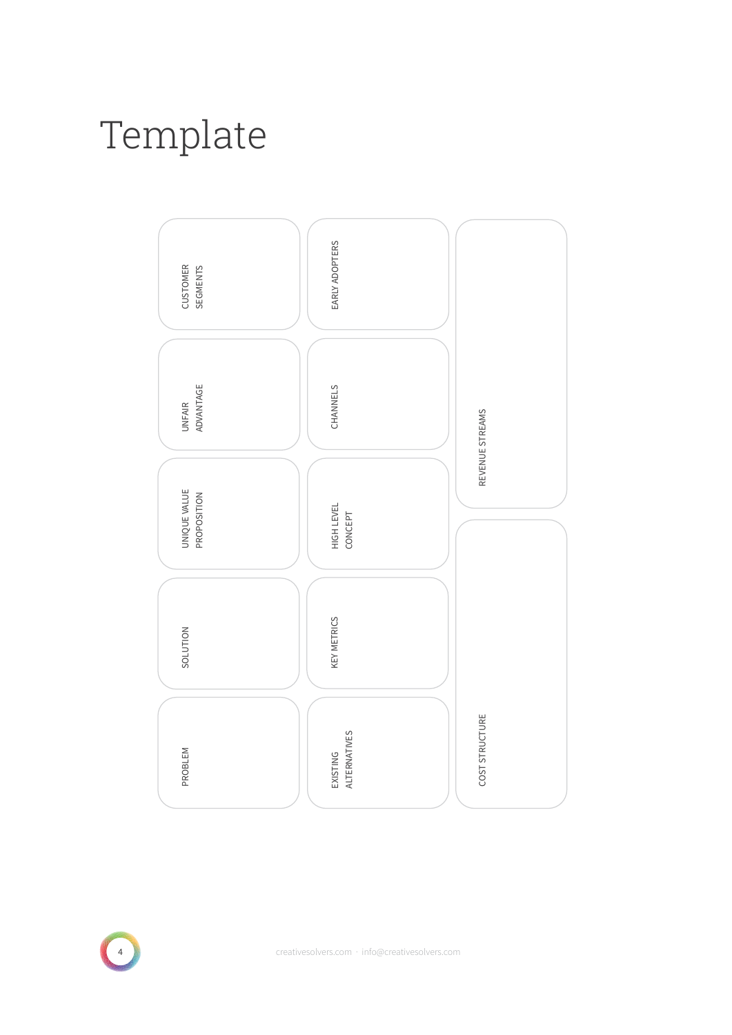# Template

| | | |
|---|---|---|
| CUSTOMER SEGMENTS | EARLY ADOPTERS | REVENUE STREAMS |
| UNFAIR ADVANTAGE | CHANNELS | |
| UNIQUE VALUE PROPOSITION | HIGH LEVEL CONCEPT | |
| SOLUTION | KEY METRICS | COST STRUCTURE |
| PROBLEM | EXISTING ALTERNATIVES | |

creativesolvers.com · info@creativesolvers.com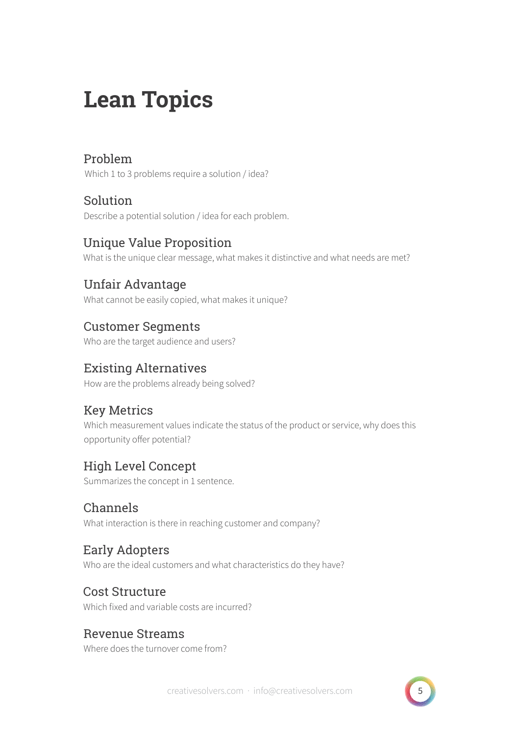# Lean Topics

## Problem

Which 1 to 3 problems require a solution / idea?

## Solution

Describe a potential solution / idea for each problem.

## Unique Value Proposition

What is the unique clear message, what makes it distinctive and what needs are met?

## Unfair Advantage

What cannot be easily copied, what makes it unique?

## Customer Segments

Who are the target audience and users?

## Existing Alternatives

How are the problems already being solved?

## Key Metrics

Which measurement values indicate the status of the product or service, why does this opportunity offer potential?

## High Level Concept

Summarizes the concept in 1 sentence.

## Channels

What interaction is there in reaching customer and company?

## Early Adopters

Who are the ideal customers and what characteristics do they have?

## Cost Structure

Which fixed and variable costs are incurred?

## Revenue Streams

Where does the turnover come from?